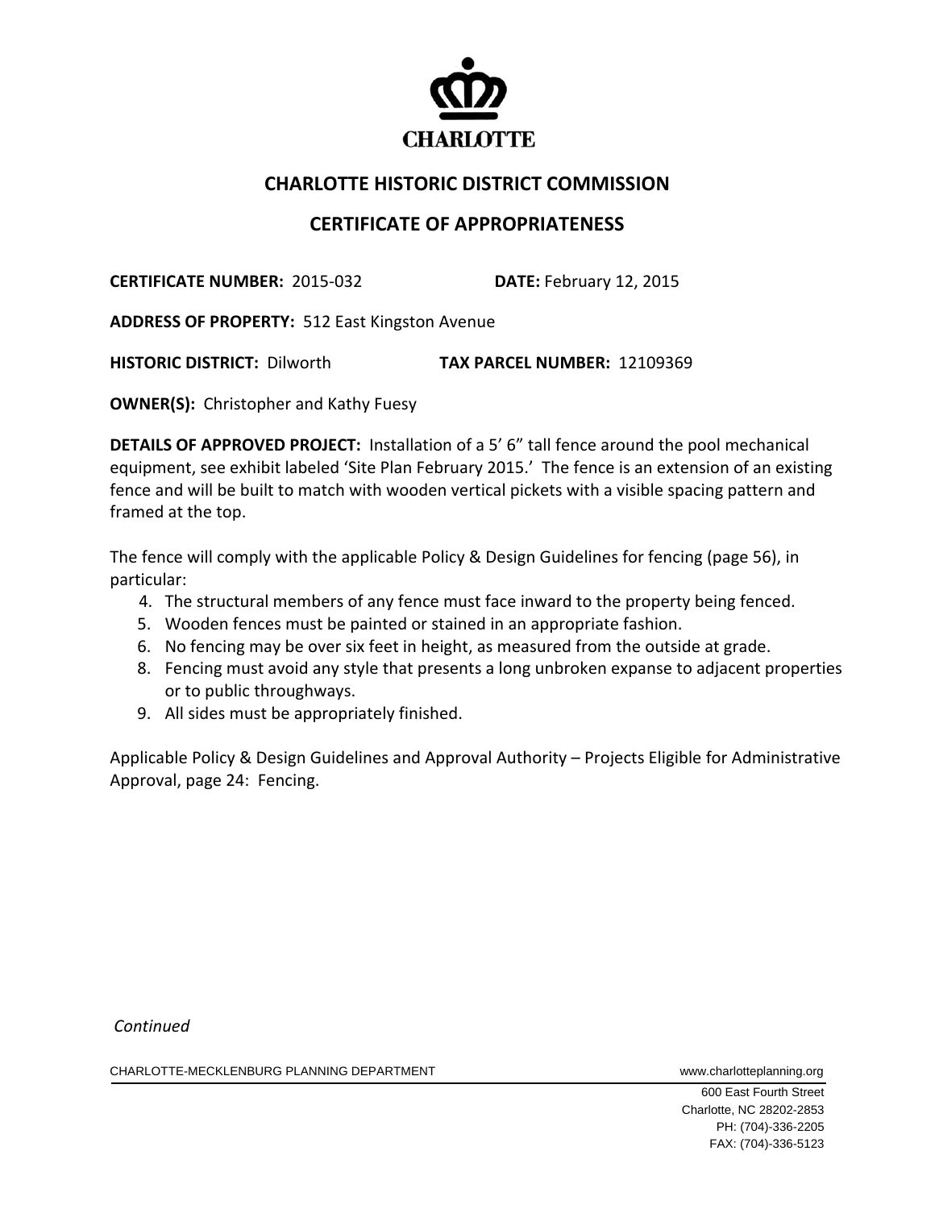CHARLOTTE

# CHARLOTTE HISTORIC DISTRICT COMMISSION

## CERTIFICATE OF APPROPRIATENESS

**CERTIFICATE NUMBER:** 2015-032 **DATE:** February 12, 2015

**ADDRESS OF PROPERTY:** 512 East Kingston Avenue

**HISTORIC DISTRICT:** Dilworth **TAX PARCEL NUMBER:** 12109369

**OWNER(S):** Christopher and Kathy Fuesy

**DETAILS OF APPROVED PROJECT:** Installation of a 5' 6" tall fence around the pool mechanical equipment, see exhibit labeled 'Site Plan February 2015.' The fence is an extension of an existing fence and will be built to match with wooden vertical pickets with a visible spacing pattern and framed at the top.

The fence will comply with the applicable Policy & Design Guidelines for fencing (page 56), in particular:

4. The structural members of any fence must face inward to the property being fenced.
5. Wooden fences must be painted or stained in an appropriate fashion.
6. No fencing may be over six feet in height, as measured from the outside at grade.
8. Fencing must avoid any style that presents a long unbroken expanse to adjacent properties or to public throughways.
9. All sides must be appropriately finished.

Applicable Policy & Design Guidelines and Approval Authority – Projects Eligible for Administrative Approval, page 24: Fencing.

*Continued*

CHARLOTTE-MECKLENBURG PLANNING DEPARTMENT www.charlotteplanning.org

600 East Fourth Street
Charlotte, NC 28202-2853
PH: (704)-336-2205
FAX: (704)-336-5123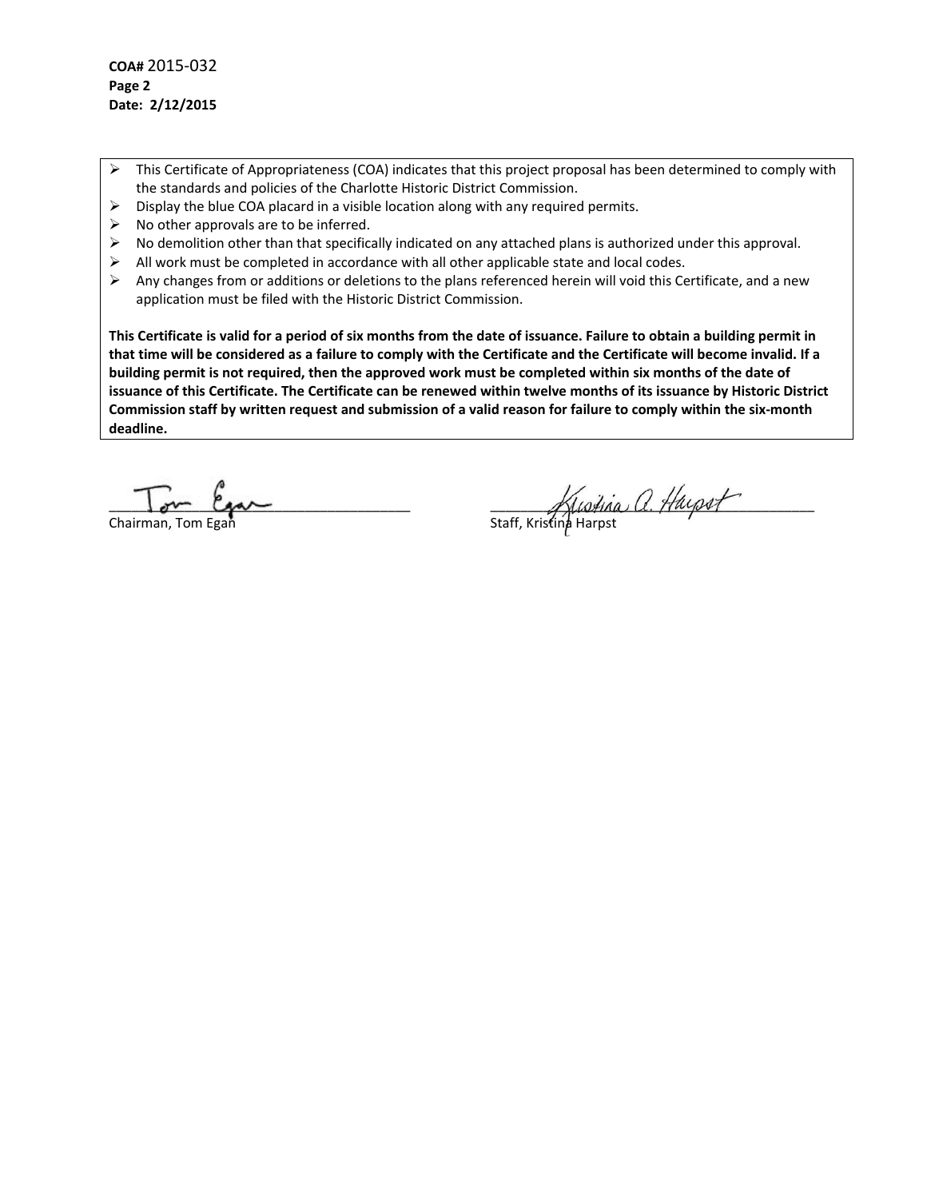**COA#** 2015-032
**Page 2**
**Date: 2/12/2015**

- This Certificate of Appropriateness (COA) indicates that this project proposal has been determined to comply with the standards and policies of the Charlotte Historic District Commission.
- Display the blue COA placard in a visible location along with any required permits.
- No other approvals are to be inferred.
- No demolition other than that specifically indicated on any attached plans is authorized under this approval.
- All work must be completed in accordance with all other applicable state and local codes.
- Any changes from or additions or deletions to the plans referenced herein will void this Certificate, and a new application must be filed with the Historic District Commission.

**This Certificate is valid for a period of six months from the date of issuance. Failure to obtain a building permit in that time will be considered as a failure to comply with the Certificate and the Certificate will become invalid. If a building permit is not required, then the approved work must be completed within six months of the date of issuance of this Certificate. The Certificate can be renewed within twelve months of its issuance by Historic District Commission staff by written request and submission of a valid reason for failure to comply within the six-month deadline.**

Chairman, Tom Egan

Staff, Kristina Harpst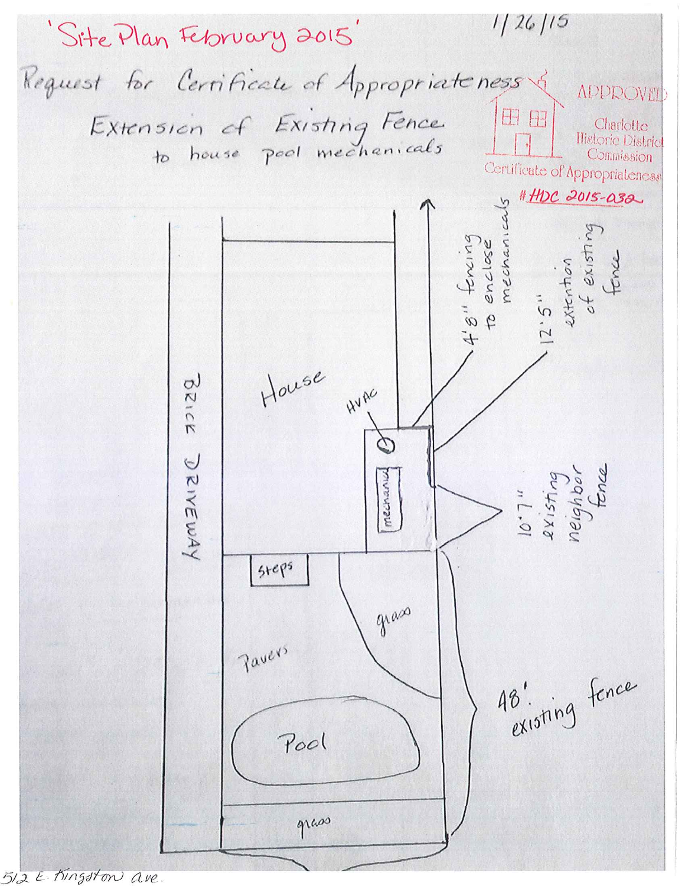'Site Plan February 2015'

1/26/15

Request for Certificate of Appropriateness

Extension of Existing Fence to house pool mechanicals

APPROVED
Charlotte Historic District Commission
Certificate of Appropriateness
#HDC 2015-032

4'8" fencing to enclose mechanicals

12'5" extention of existing fence

10'7" existing neighbor fence

48' existing fence

BRICK DRIVEWAY

House

HVAC

mechanical

steps

grass

Pavers

Pool

grass

512 E. Kingston ave.